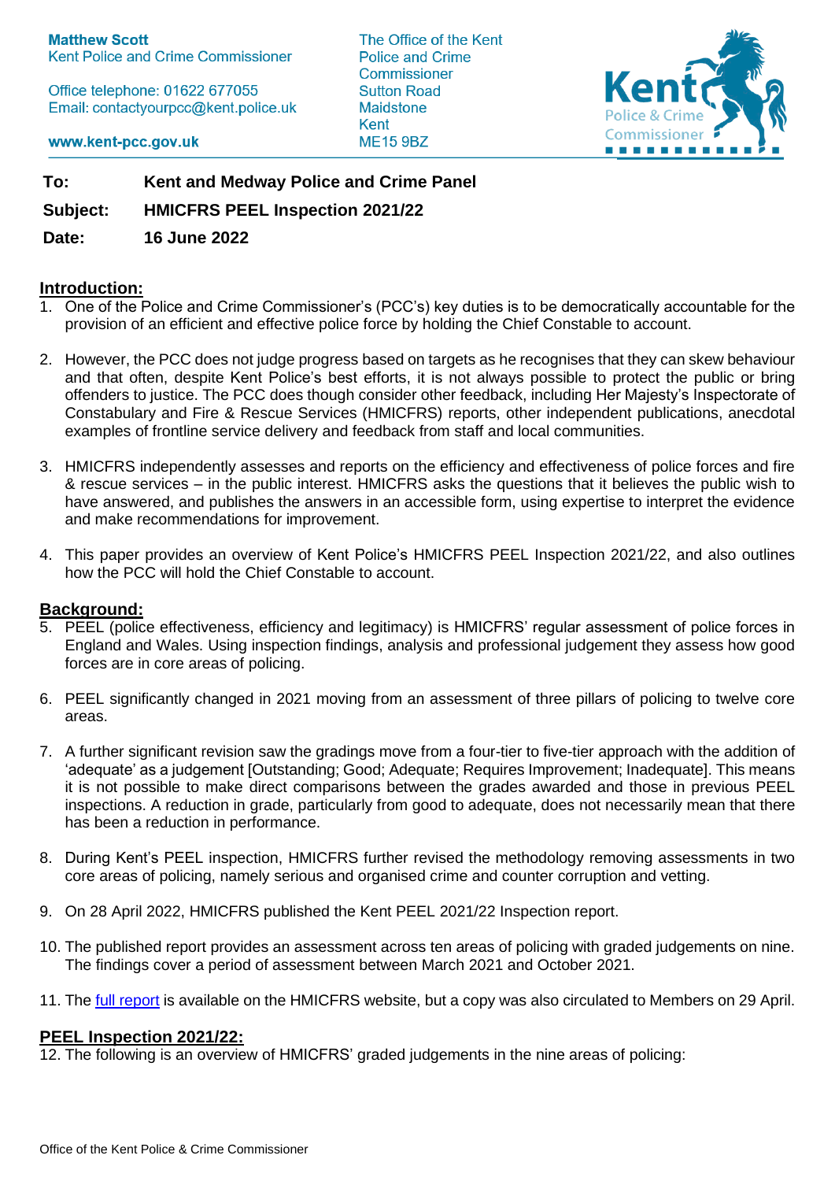**Matthew Scott**
Kent Police and Crime Commissioner

Office telephone: 01622 677055
Email: contactyourpcc@kent.police.uk

**www.kent-pcc.gov.uk**

The Office of the Kent Police and Crime Commissioner
Sutton Road
Maidstone
Kent
ME15 9BZ

| | |
|---|---|
| **To:** | **Kent and Medway Police and Crime Panel** |
| **Subject:** | **HMICFRS PEEL Inspection 2021/22** |
| **Date:** | **16 June 2022** |

## Introduction:

1. One of the Police and Crime Commissioner's (PCC's) key duties is to be democratically accountable for the provision of an efficient and effective police force by holding the Chief Constable to account.

2. However, the PCC does not judge progress based on targets as he recognises that they can skew behaviour and that often, despite Kent Police's best efforts, it is not always possible to protect the public or bring offenders to justice. The PCC does though consider other feedback, including Her Majesty's Inspectorate of Constabulary and Fire & Rescue Services (HMICFRS) reports, other independent publications, anecdotal examples of frontline service delivery and feedback from staff and local communities.

3. HMICFRS independently assesses and reports on the efficiency and effectiveness of police forces and fire & rescue services – in the public interest. HMICFRS asks the questions that it believes the public wish to have answered, and publishes the answers in an accessible form, using expertise to interpret the evidence and make recommendations for improvement.

4. This paper provides an overview of Kent Police's HMICFRS PEEL Inspection 2021/22, and also outlines how the PCC will hold the Chief Constable to account.

## Background:

5. PEEL (police effectiveness, efficiency and legitimacy) is HMICFRS' regular assessment of police forces in England and Wales. Using inspection findings, analysis and professional judgement they assess how good forces are in core areas of policing.

6. PEEL significantly changed in 2021 moving from an assessment of three pillars of policing to twelve core areas.

7. A further significant revision saw the gradings move from a four-tier to five-tier approach with the addition of 'adequate' as a judgement [Outstanding; Good; Adequate; Requires Improvement; Inadequate]. This means it is not possible to make direct comparisons between the grades awarded and those in previous PEEL inspections. A reduction in grade, particularly from good to adequate, does not necessarily mean that there has been a reduction in performance.

8. During Kent's PEEL inspection, HMICFRS further revised the methodology removing assessments in two core areas of policing, namely serious and organised crime and counter corruption and vetting.

9. On 28 April 2022, HMICFRS published the Kent PEEL 2021/22 Inspection report.

10. The published report provides an assessment across ten areas of policing with graded judgements on nine. The findings cover a period of assessment between March 2021 and October 2021.

11. The full report is available on the HMICFRS website, but a copy was also circulated to Members on 29 April.

## PEEL Inspection 2021/22:

12. The following is an overview of HMICFRS' graded judgements in the nine areas of policing: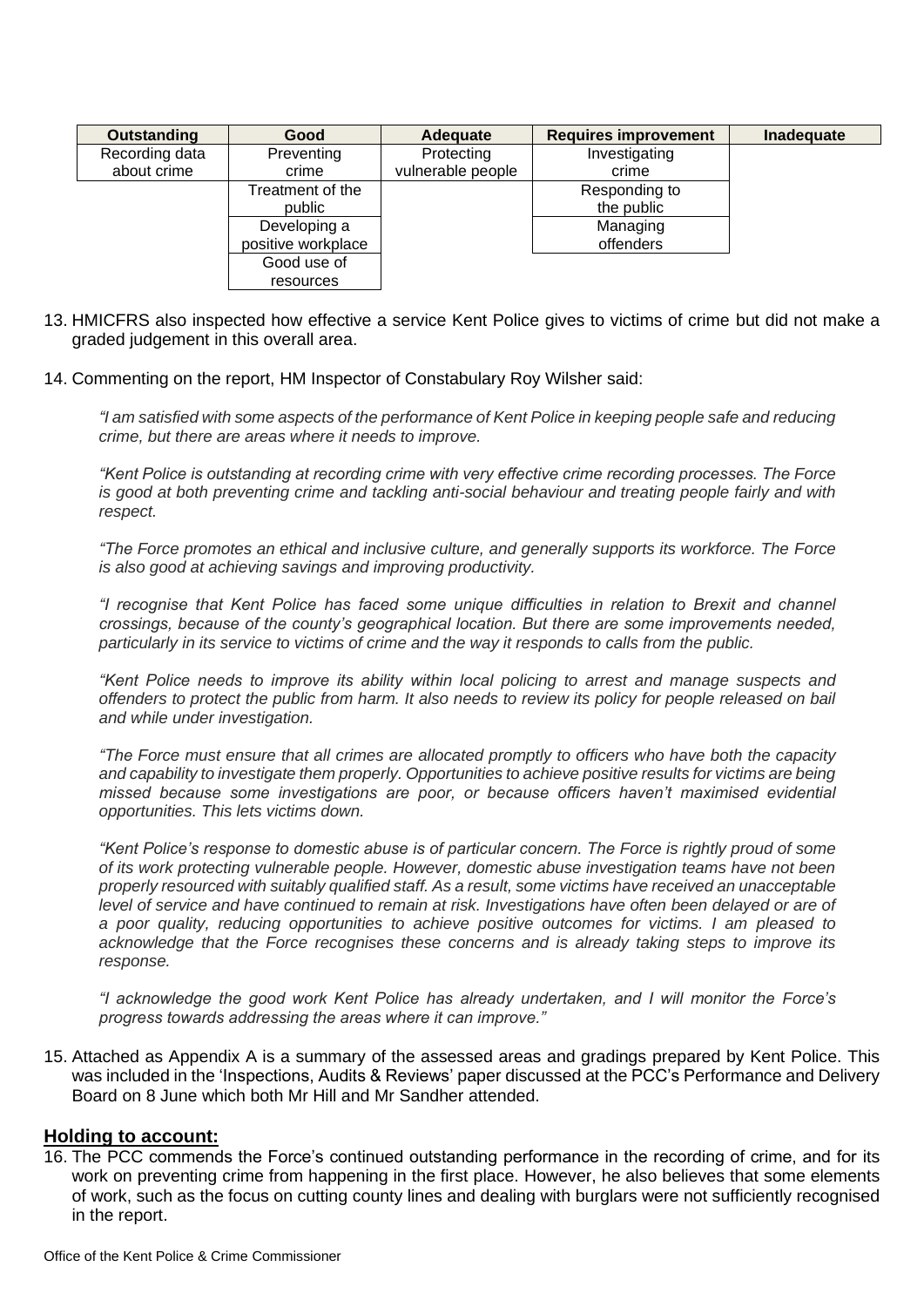| Outstanding | Good | Adequate | Requires improvement | Inadequate |
|---|---|---|---|---|
| Recording data about crime | Preventing crime | Protecting vulnerable people | Investigating crime | |
| | Treatment of the public | | Responding to the public | |
| | Developing a positive workplace | | Managing offenders | |
| | Good use of resources | | | |

13. HMICFRS also inspected how effective a service Kent Police gives to victims of crime but did not make a graded judgement in this overall area.

14. Commenting on the report, HM Inspector of Constabulary Roy Wilsher said:

    *"I am satisfied with some aspects of the performance of Kent Police in keeping people safe and reducing crime, but there are areas where it needs to improve.*

    *"Kent Police is outstanding at recording crime with very effective crime recording processes. The Force is good at both preventing crime and tackling anti-social behaviour and treating people fairly and with respect.*

    *"The Force promotes an ethical and inclusive culture, and generally supports its workforce. The Force is also good at achieving savings and improving productivity.*

    *"I recognise that Kent Police has faced some unique difficulties in relation to Brexit and channel crossings, because of the county's geographical location. But there are some improvements needed, particularly in its service to victims of crime and the way it responds to calls from the public.*

    *"Kent Police needs to improve its ability within local policing to arrest and manage suspects and offenders to protect the public from harm. It also needs to review its policy for people released on bail and while under investigation.*

    *"The Force must ensure that all crimes are allocated promptly to officers who have both the capacity and capability to investigate them properly. Opportunities to achieve positive results for victims are being missed because some investigations are poor, or because officers haven't maximised evidential opportunities. This lets victims down.*

    *"Kent Police's response to domestic abuse is of particular concern. The Force is rightly proud of some of its work protecting vulnerable people. However, domestic abuse investigation teams have not been properly resourced with suitably qualified staff. As a result, some victims have received an unacceptable level of service and have continued to remain at risk. Investigations have often been delayed or are of a poor quality, reducing opportunities to achieve positive outcomes for victims. I am pleased to acknowledge that the Force recognises these concerns and is already taking steps to improve its response.*

    *"I acknowledge the good work Kent Police has already undertaken, and I will monitor the Force's progress towards addressing the areas where it can improve."*

15. Attached as Appendix A is a summary of the assessed areas and gradings prepared by Kent Police. This was included in the 'Inspections, Audits & Reviews' paper discussed at the PCC's Performance and Delivery Board on 8 June which both Mr Hill and Mr Sandher attended.

## Holding to account:

16. The PCC commends the Force's continued outstanding performance in the recording of crime, and for its work on preventing crime from happening in the first place. However, he also believes that some elements of work, such as the focus on cutting county lines and dealing with burglars were not sufficiently recognised in the report.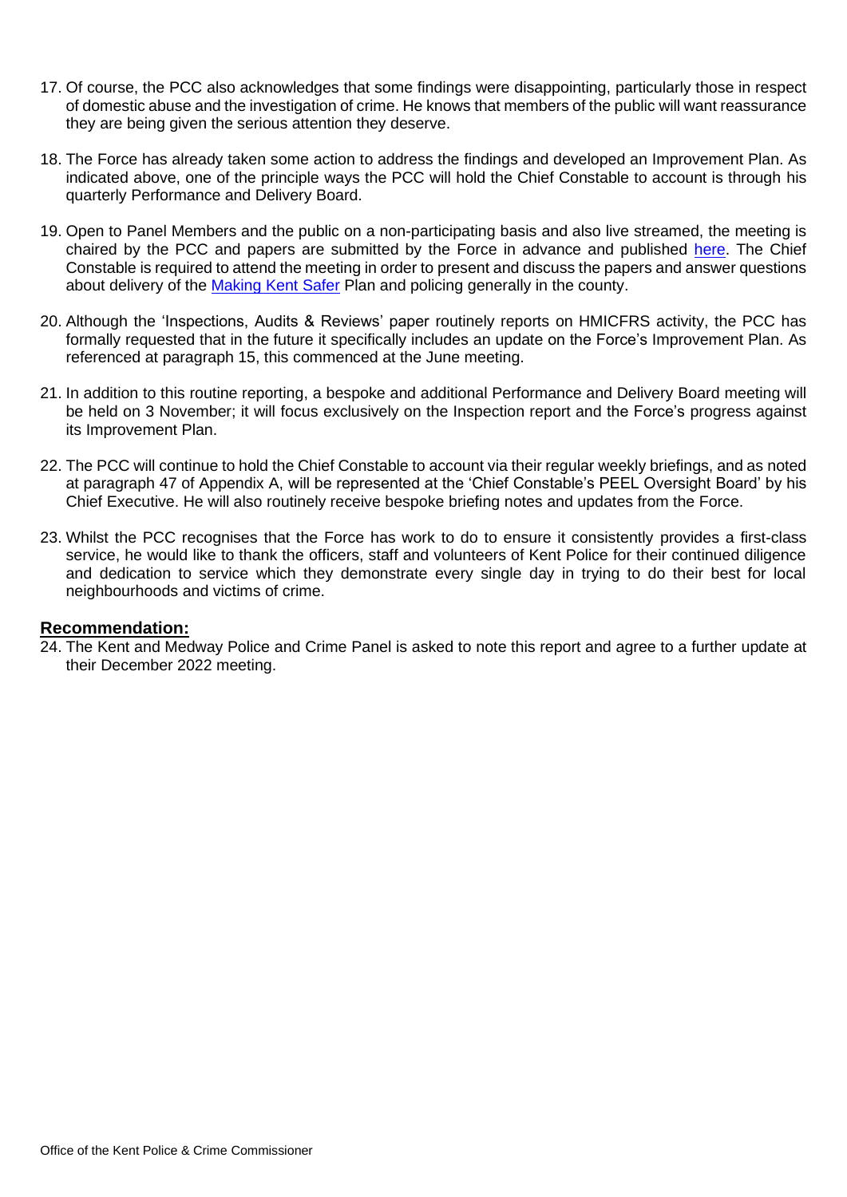17. Of course, the PCC also acknowledges that some findings were disappointing, particularly those in respect of domestic abuse and the investigation of crime. He knows that members of the public will want reassurance they are being given the serious attention they deserve.

18. The Force has already taken some action to address the findings and developed an Improvement Plan. As indicated above, one of the principle ways the PCC will hold the Chief Constable to account is through his quarterly Performance and Delivery Board.

19. Open to Panel Members and the public on a non-participating basis and also live streamed, the meeting is chaired by the PCC and papers are submitted by the Force in advance and published here. The Chief Constable is required to attend the meeting in order to present and discuss the papers and answer questions about delivery of the Making Kent Safer Plan and policing generally in the county.

20. Although the 'Inspections, Audits & Reviews' paper routinely reports on HMICFRS activity, the PCC has formally requested that in the future it specifically includes an update on the Force's Improvement Plan. As referenced at paragraph 15, this commenced at the June meeting.

21. In addition to this routine reporting, a bespoke and additional Performance and Delivery Board meeting will be held on 3 November; it will focus exclusively on the Inspection report and the Force's progress against its Improvement Plan.

22. The PCC will continue to hold the Chief Constable to account via their regular weekly briefings, and as noted at paragraph 47 of Appendix A, will be represented at the 'Chief Constable's PEEL Oversight Board' by his Chief Executive. He will also routinely receive bespoke briefing notes and updates from the Force.

23. Whilst the PCC recognises that the Force has work to do to ensure it consistently provides a first-class service, he would like to thank the officers, staff and volunteers of Kent Police for their continued diligence and dedication to service which they demonstrate every single day in trying to do their best for local neighbourhoods and victims of crime.

**Recommendation:**

24. The Kent and Medway Police and Crime Panel is asked to note this report and agree to a further update at their December 2022 meeting.